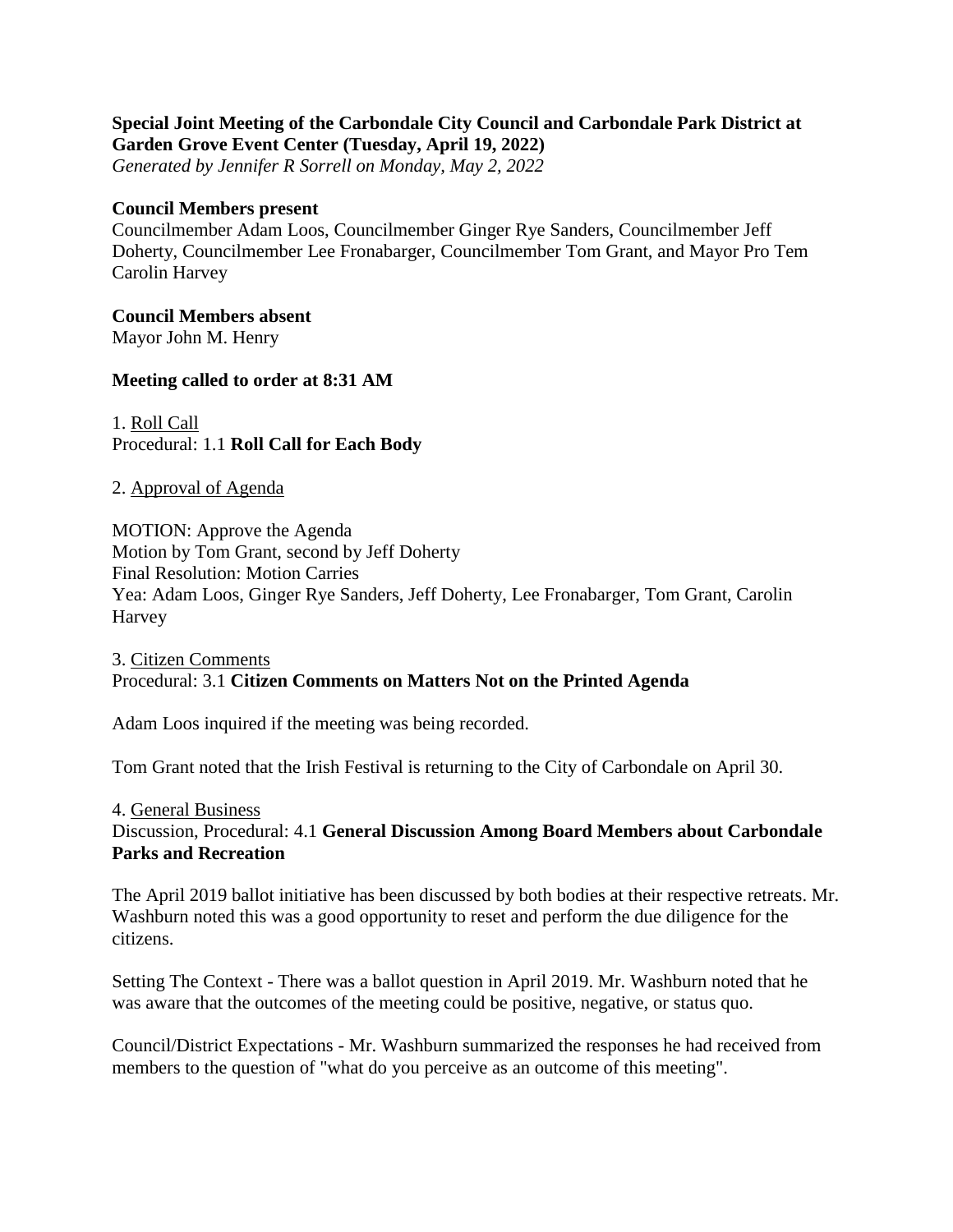**Special Joint Meeting of the Carbondale City Council and Carbondale Park District at Garden Grove Event Center (Tuesday, April 19, 2022)**
*Generated by Jennifer R Sorrell on Monday, May 2, 2022*

**Council Members present**
Councilmember Adam Loos, Councilmember Ginger Rye Sanders, Councilmember Jeff Doherty, Councilmember Lee Fronabarger, Councilmember Tom Grant, and Mayor Pro Tem Carolin Harvey

**Council Members absent**
Mayor John M. Henry

**Meeting called to order at 8:31 AM**

1. Roll Call
Procedural: 1.1 **Roll Call for Each Body**

2. Approval of Agenda

MOTION: Approve the Agenda
Motion by Tom Grant, second by Jeff Doherty
Final Resolution: Motion Carries
Yea: Adam Loos, Ginger Rye Sanders, Jeff Doherty, Lee Fronabarger, Tom Grant, Carolin Harvey

3. Citizen Comments
Procedural: 3.1 **Citizen Comments on Matters Not on the Printed Agenda**

Adam Loos inquired if the meeting was being recorded.

Tom Grant noted that the Irish Festival is returning to the City of Carbondale on April 30.

4. General Business
Discussion, Procedural: 4.1 **General Discussion Among Board Members about Carbondale Parks and Recreation**

The April 2019 ballot initiative has been discussed by both bodies at their respective retreats. Mr. Washburn noted this was a good opportunity to reset and perform the due diligence for the citizens.

Setting The Context - There was a ballot question in April 2019. Mr. Washburn noted that he was aware that the outcomes of the meeting could be positive, negative, or status quo.

Council/District Expectations - Mr. Washburn summarized the responses he had received from members to the question of "what do you perceive as an outcome of this meeting".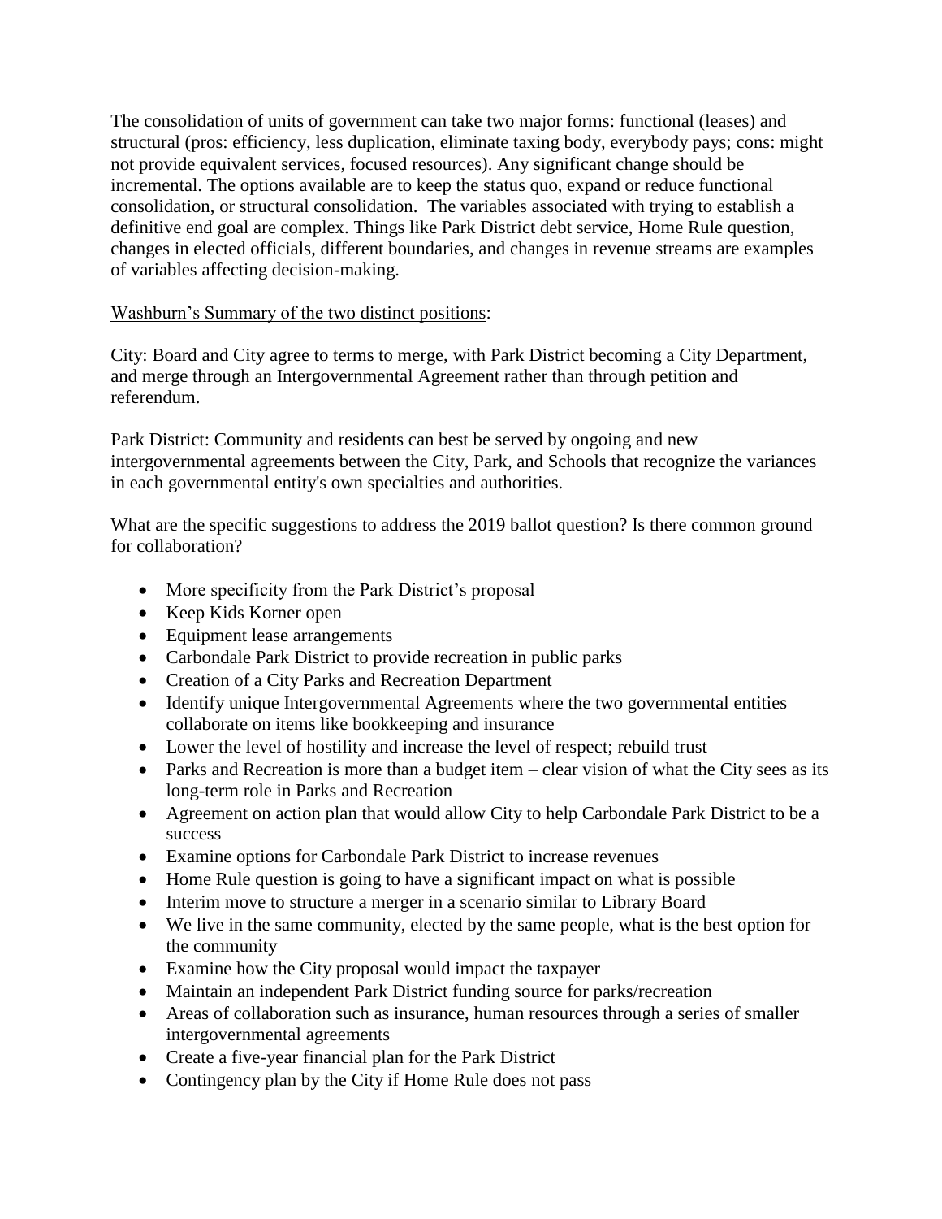The consolidation of units of government can take two major forms: functional (leases) and structural (pros: efficiency, less duplication, eliminate taxing body, everybody pays; cons: might not provide equivalent services, focused resources). Any significant change should be incremental. The options available are to keep the status quo, expand or reduce functional consolidation, or structural consolidation. The variables associated with trying to establish a definitive end goal are complex. Things like Park District debt service, Home Rule question, changes in elected officials, different boundaries, and changes in revenue streams are examples of variables affecting decision-making.

<u>Washburn's Summary of the two distinct positions</u>:

City: Board and City agree to terms to merge, with Park District becoming a City Department, and merge through an Intergovernmental Agreement rather than through petition and referendum.

Park District: Community and residents can best be served by ongoing and new intergovernmental agreements between the City, Park, and Schools that recognize the variances in each governmental entity's own specialties and authorities.

What are the specific suggestions to address the 2019 ballot question? Is there common ground for collaboration?

- More specificity from the Park District's proposal
- Keep Kids Korner open
- Equipment lease arrangements
- Carbondale Park District to provide recreation in public parks
- Creation of a City Parks and Recreation Department
- Identify unique Intergovernmental Agreements where the two governmental entities collaborate on items like bookkeeping and insurance
- Lower the level of hostility and increase the level of respect; rebuild trust
- Parks and Recreation is more than a budget item – clear vision of what the City sees as its long-term role in Parks and Recreation
- Agreement on action plan that would allow City to help Carbondale Park District to be a success
- Examine options for Carbondale Park District to increase revenues
- Home Rule question is going to have a significant impact on what is possible
- Interim move to structure a merger in a scenario similar to Library Board
- We live in the same community, elected by the same people, what is the best option for the community
- Examine how the City proposal would impact the taxpayer
- Maintain an independent Park District funding source for parks/recreation
- Areas of collaboration such as insurance, human resources through a series of smaller intergovernmental agreements
- Create a five-year financial plan for the Park District
- Contingency plan by the City if Home Rule does not pass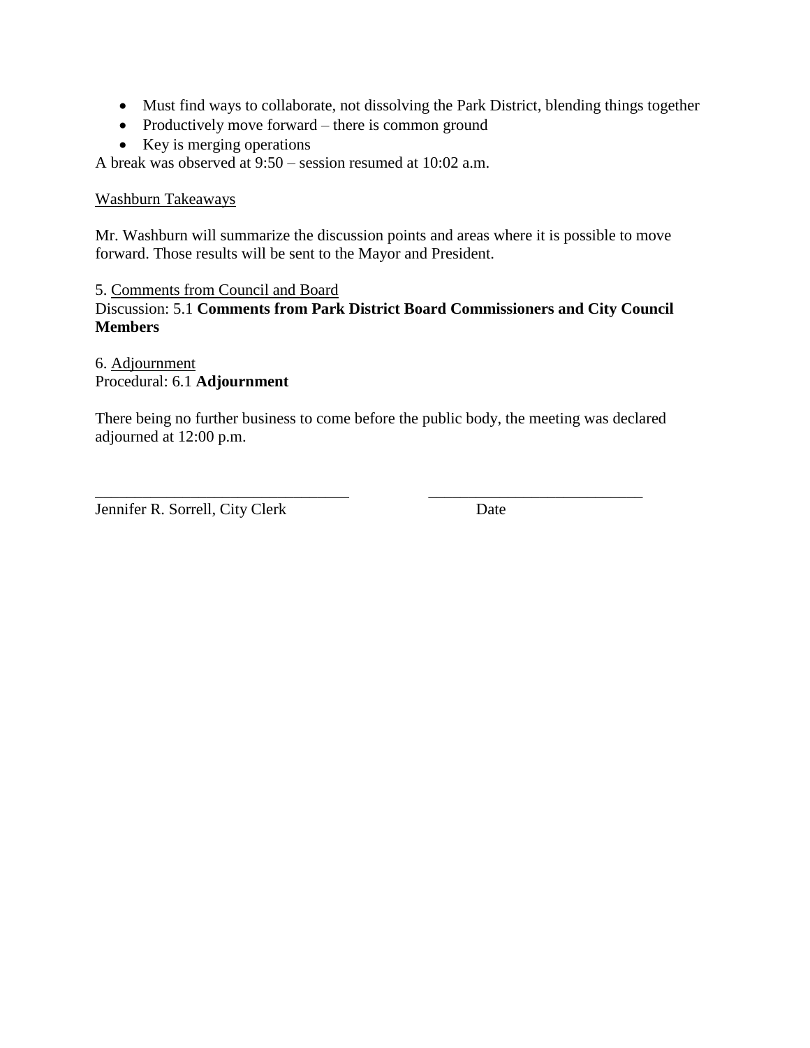- Must find ways to collaborate, not dissolving the Park District, blending things together
- Productively move forward – there is common ground
- Key is merging operations

A break was observed at 9:50 – session resumed at 10:02 a.m.

Washburn Takeaways

Mr. Washburn will summarize the discussion points and areas where it is possible to move forward. Those results will be sent to the Mayor and President.

5. Comments from Council and Board
Discussion: 5.1 **Comments from Park District Board Commissioners and City Council Members**

6. Adjournment
Procedural: 6.1 **Adjournment**

There being no further business to come before the public body, the meeting was declared adjourned at 12:00 p.m.

________________________________ ___________________________
Jennifer R. Sorrell, City Clerk Date